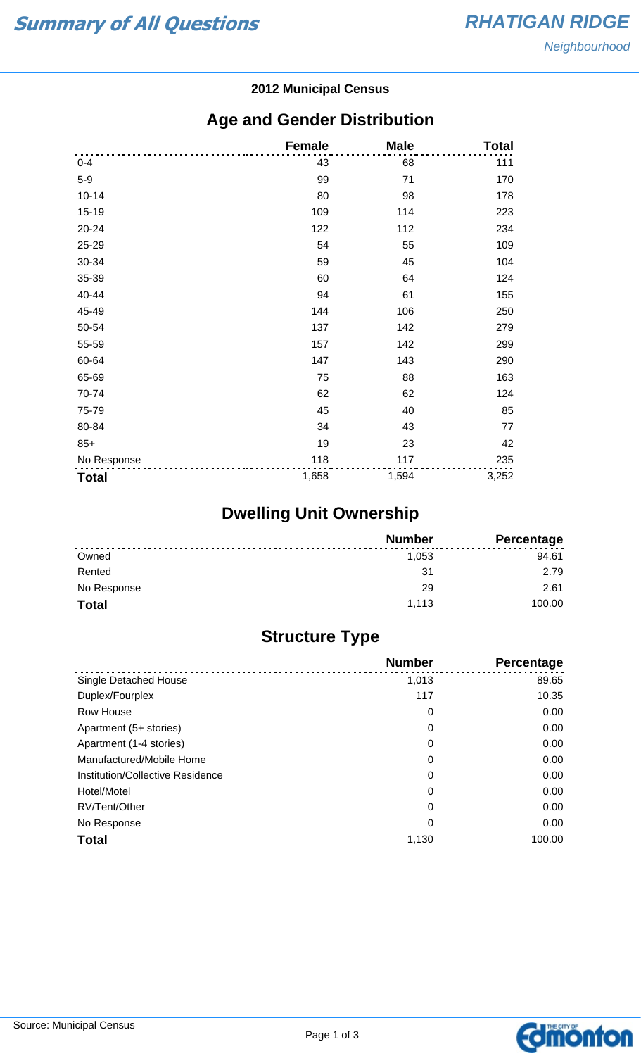# Summary of All Questions

## RHATIGAN RIDGE

*Neighbourhood*

**2012 Municipal Census**

## Age and Gender Distribution

| | Female | Male | Total |
|---|---|---|---|
| 0-4 | 43 | 68 | 111 |
| 5-9 | 99 | 71 | 170 |
| 10-14 | 80 | 98 | 178 |
| 15-19 | 109 | 114 | 223 |
| 20-24 | 122 | 112 | 234 |
| 25-29 | 54 | 55 | 109 |
| 30-34 | 59 | 45 | 104 |
| 35-39 | 60 | 64 | 124 |
| 40-44 | 94 | 61 | 155 |
| 45-49 | 144 | 106 | 250 |
| 50-54 | 137 | 142 | 279 |
| 55-59 | 157 | 142 | 299 |
| 60-64 | 147 | 143 | 290 |
| 65-69 | 75 | 88 | 163 |
| 70-74 | 62 | 62 | 124 |
| 75-79 | 45 | 40 | 85 |
| 80-84 | 34 | 43 | 77 |
| 85+ | 19 | 23 | 42 |
| No Response | 118 | 117 | 235 |
| **Total** | 1,658 | 1,594 | 3,252 |

## Dwelling Unit Ownership

| | Number | Percentage |
|---|---|---|
| Owned | 1,053 | 94.61 |
| Rented | 31 | 2.79 |
| No Response | 29 | 2.61 |
| **Total** | 1,113 | 100.00 |

## Structure Type

| | Number | Percentage |
|---|---|---|
| Single Detached House | 1,013 | 89.65 |
| Duplex/Fourplex | 117 | 10.35 |
| Row House | 0 | 0.00 |
| Apartment (5+ stories) | 0 | 0.00 |
| Apartment (1-4 stories) | 0 | 0.00 |
| Manufactured/Mobile Home | 0 | 0.00 |
| Institution/Collective Residence | 0 | 0.00 |
| Hotel/Motel | 0 | 0.00 |
| RV/Tent/Other | 0 | 0.00 |
| No Response | 0 | 0.00 |
| **Total** | 1,130 | 100.00 |

Source: Municipal Census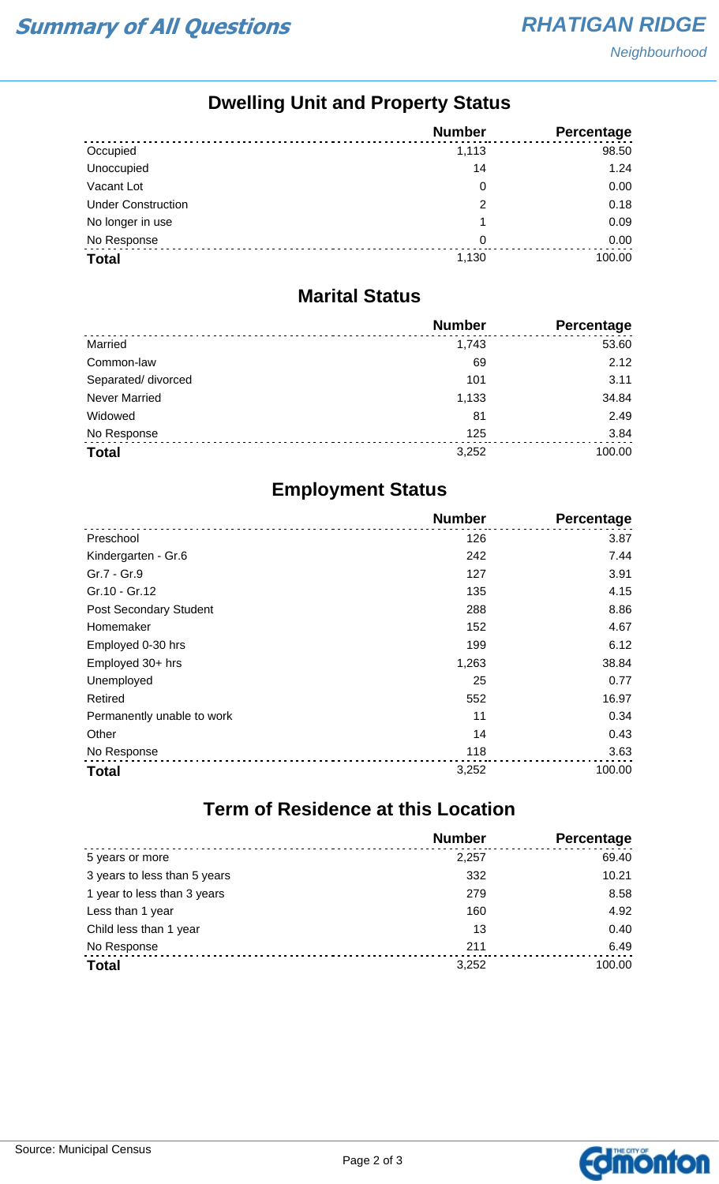## Dwelling Unit and Property Status

| | Number | Percentage |
|---|---|---|
| Occupied | 1,113 | 98.50 |
| Unoccupied | 14 | 1.24 |
| Vacant Lot | 0 | 0.00 |
| Under Construction | 2 | 0.18 |
| No longer in use | 1 | 0.09 |
| No Response | 0 | 0.00 |
| **Total** | 1,130 | 100.00 |

## Marital Status

| | Number | Percentage |
|---|---|---|
| Married | 1,743 | 53.60 |
| Common-law | 69 | 2.12 |
| Separated/ divorced | 101 | 3.11 |
| Never Married | 1,133 | 34.84 |
| Widowed | 81 | 2.49 |
| No Response | 125 | 3.84 |
| **Total** | 3,252 | 100.00 |

## Employment Status

| | Number | Percentage |
|---|---|---|
| Preschool | 126 | 3.87 |
| Kindergarten - Gr.6 | 242 | 7.44 |
| Gr.7 - Gr.9 | 127 | 3.91 |
| Gr.10 - Gr.12 | 135 | 4.15 |
| Post Secondary Student | 288 | 8.86 |
| Homemaker | 152 | 4.67 |
| Employed 0-30 hrs | 199 | 6.12 |
| Employed 30+ hrs | 1,263 | 38.84 |
| Unemployed | 25 | 0.77 |
| Retired | 552 | 16.97 |
| Permanently unable to work | 11 | 0.34 |
| Other | 14 | 0.43 |
| No Response | 118 | 3.63 |
| **Total** | 3,252 | 100.00 |

## Term of Residence at this Location

| | Number | Percentage |
|---|---|---|
| 5 years or more | 2,257 | 69.40 |
| 3 years to less than 5 years | 332 | 10.21 |
| 1 year to less than 3 years | 279 | 8.58 |
| Less than 1 year | 160 | 4.92 |
| Child less than 1 year | 13 | 0.40 |
| No Response | 211 | 6.49 |
| **Total** | 3,252 | 100.00 |

Source: Municipal Census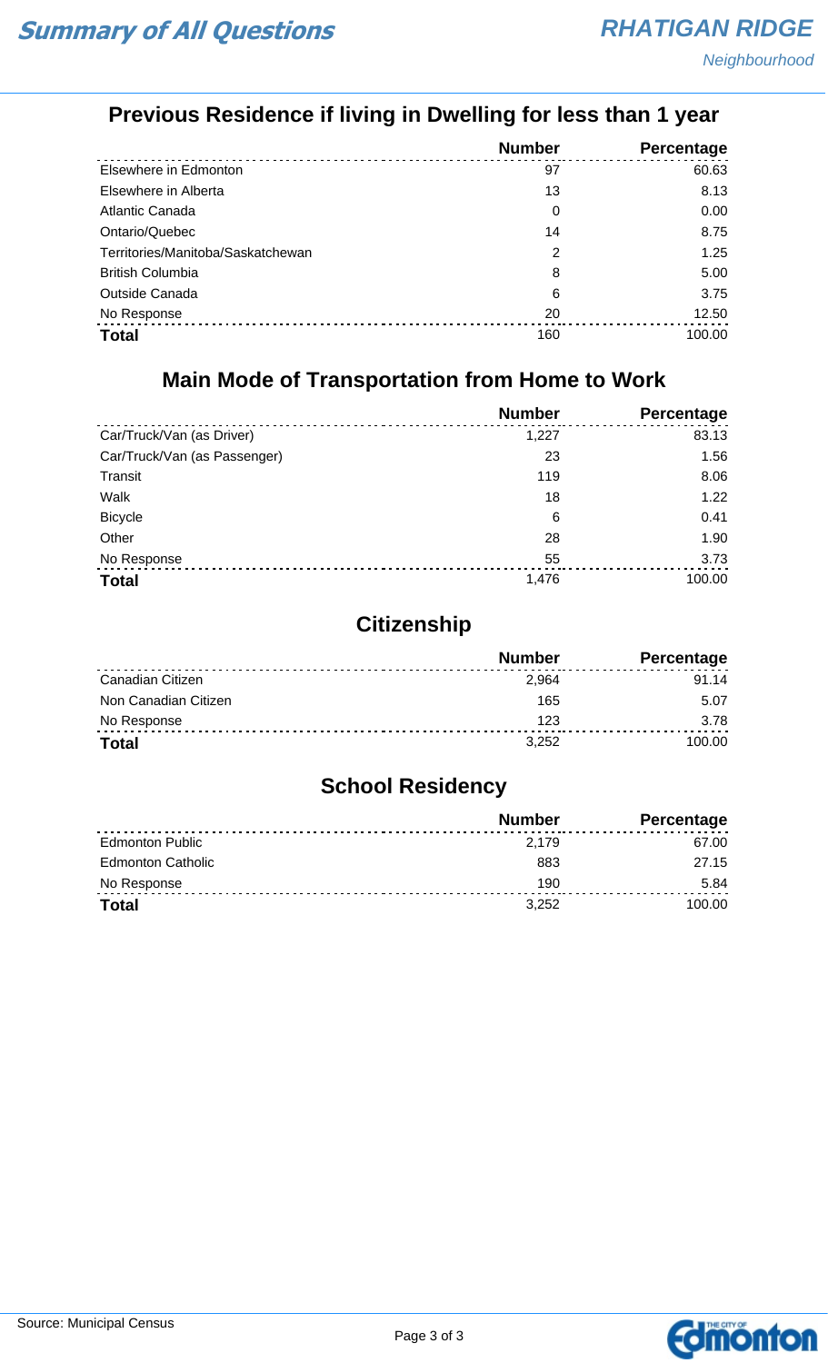## Previous Residence if living in Dwelling for less than 1 year

| | Number | Percentage |
|---|---|---|
| Elsewhere in Edmonton | 97 | 60.63 |
| Elsewhere in Alberta | 13 | 8.13 |
| Atlantic Canada | 0 | 0.00 |
| Ontario/Quebec | 14 | 8.75 |
| Territories/Manitoba/Saskatchewan | 2 | 1.25 |
| British Columbia | 8 | 5.00 |
| Outside Canada | 6 | 3.75 |
| No Response | 20 | 12.50 |
| **Total** | 160 | 100.00 |

## Main Mode of Transportation from Home to Work

| | Number | Percentage |
|---|---|---|
| Car/Truck/Van (as Driver) | 1,227 | 83.13 |
| Car/Truck/Van (as Passenger) | 23 | 1.56 |
| Transit | 119 | 8.06 |
| Walk | 18 | 1.22 |
| Bicycle | 6 | 0.41 |
| Other | 28 | 1.90 |
| No Response | 55 | 3.73 |
| **Total** | 1,476 | 100.00 |

## Citizenship

| | Number | Percentage |
|---|---|---|
| Canadian Citizen | 2,964 | 91.14 |
| Non Canadian Citizen | 165 | 5.07 |
| No Response | 123 | 3.78 |
| **Total** | 3,252 | 100.00 |

## School Residency

| | Number | Percentage |
|---|---|---|
| Edmonton Public | 2,179 | 67.00 |
| Edmonton Catholic | 883 | 27.15 |
| No Response | 190 | 5.84 |
| **Total** | 3,252 | 100.00 |

Source: Municipal Census